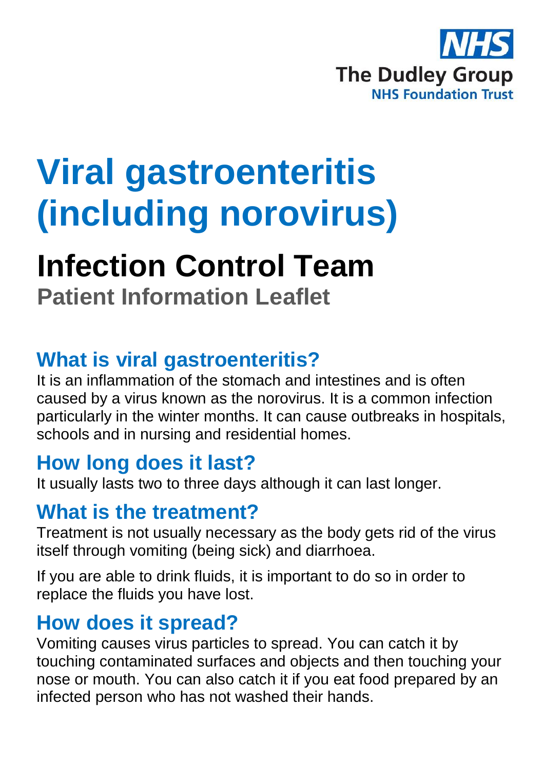NHS
The Dudley Group
NHS Foundation Trust

# Viral gastroenteritis (including norovirus)

# Infection Control Team

### Patient Information Leaflet

## What is viral gastroenteritis?

It is an inflammation of the stomach and intestines and is often caused by a virus known as the norovirus. It is a common infection particularly in the winter months. It can cause outbreaks in hospitals, schools and in nursing and residential homes.

## How long does it last?

It usually lasts two to three days although it can last longer.

## What is the treatment?

Treatment is not usually necessary as the body gets rid of the virus itself through vomiting (being sick) and diarrhoea.

If you are able to drink fluids, it is important to do so in order to replace the fluids you have lost.

## How does it spread?

Vomiting causes virus particles to spread. You can catch it by touching contaminated surfaces and objects and then touching your nose or mouth. You can also catch it if you eat food prepared by an infected person who has not washed their hands.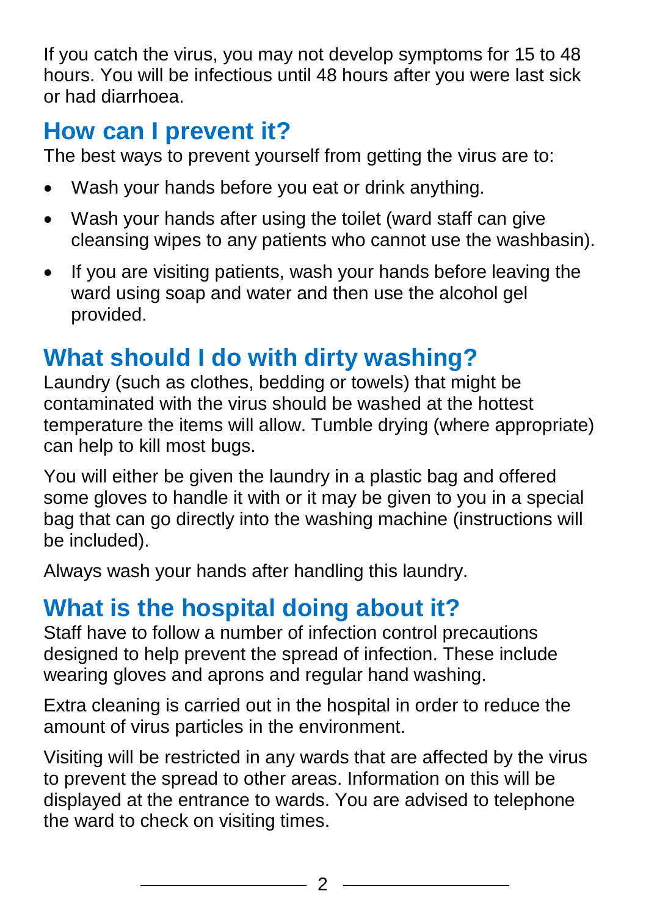If you catch the virus, you may not develop symptoms for 15 to 48 hours. You will be infectious until 48 hours after you were last sick or had diarrhoea.

## How can I prevent it?

The best ways to prevent yourself from getting the virus are to:

- Wash your hands before you eat or drink anything.
- Wash your hands after using the toilet (ward staff can give cleansing wipes to any patients who cannot use the washbasin).
- If you are visiting patients, wash your hands before leaving the ward using soap and water and then use the alcohol gel provided.

## What should I do with dirty washing?

Laundry (such as clothes, bedding or towels) that might be contaminated with the virus should be washed at the hottest temperature the items will allow. Tumble drying (where appropriate) can help to kill most bugs.

You will either be given the laundry in a plastic bag and offered some gloves to handle it with or it may be given to you in a special bag that can go directly into the washing machine (instructions will be included).

Always wash your hands after handling this laundry.

## What is the hospital doing about it?

Staff have to follow a number of infection control precautions designed to help prevent the spread of infection. These include wearing gloves and aprons and regular hand washing.

Extra cleaning is carried out in the hospital in order to reduce the amount of virus particles in the environment.

Visiting will be restricted in any wards that are affected by the virus to prevent the spread to other areas. Information on this will be displayed at the entrance to wards. You are advised to telephone the ward to check on visiting times.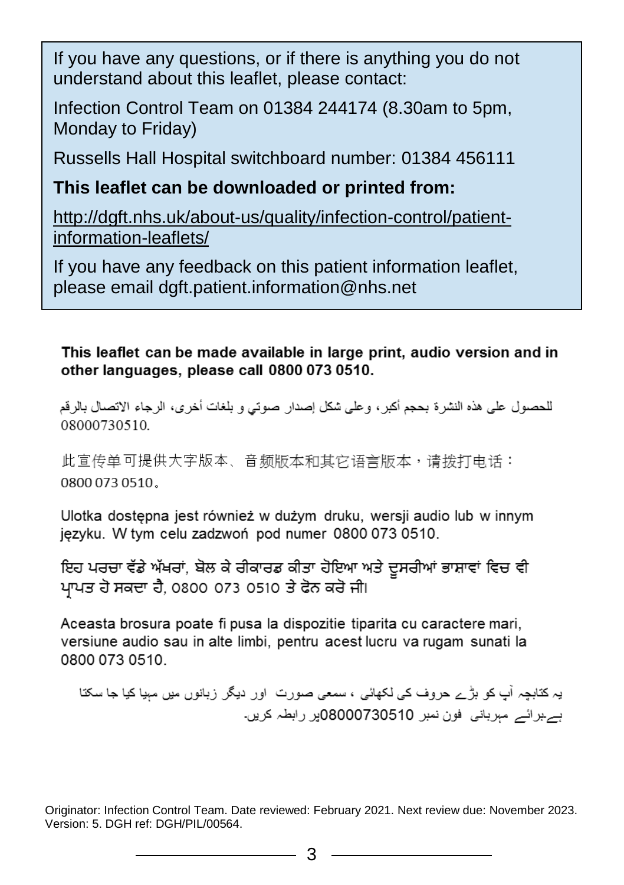If you have any questions, or if there is anything you do not understand about this leaflet, please contact:

Infection Control Team on 01384 244174 (8.30am to 5pm, Monday to Friday)

Russells Hall Hospital switchboard number: 01384 456111

**This leaflet can be downloaded or printed from:**

http://dgft.nhs.uk/about-us/quality/infection-control/patient-information-leaflets/

If you have any feedback on this patient information leaflet, please email dgft.patient.information@nhs.net

**This leaflet can be made available in large print, audio version and in other languages, please call 0800 073 0510.**

للحصول على هذه النشرة بحجم أكبر، وعلى شكل إصدار صوتي و بلغات أخرى، الرجاء الاتصال بالرقم 08000730510.

此宣传单可提供大字版本、音频版本和其它语言版本，请拨打电话：0800 073 0510。

Ulotka dostępna jest również w dużym druku, wersji audio lub w innym języku. W tym celu zadzwoń pod numer 0800 073 0510.

ਇਹ ਪਰਚਾ ਵੱਡੇ ਅੱਖਰਾਂ, ਬੋਲ ਕੇ ਰੀਕਾਰਡ ਕੀਤਾ ਹੋਇਆ ਅਤੇ ਦੂਸਰੀਆਂ ਭਾਸ਼ਾਵਾਂ ਵਿਚ ਵੀ ਪ੍ਰਾਪਤ ਹੋ ਸਕਦਾ ਹੈ, 0800 073 0510 ਤੇ ਫੋਨ ਕਰੋ ਜੀ।

Aceasta brosura poate fi pusa la dispozitie tiparita cu caractere mari, versiune audio sau in alte limbi, pentru acest lucru va rugam sunati la 0800 073 0510.

یہ کتابچہ آپ کو بڑے حروف کی لکھائی ، سمعی صورت اور دیگر زبانوں میں مہیا کیا جا سکتا ہےبرائے مہربانی فون نمبر 08000730510پر رابطہ کریں۔

Originator: Infection Control Team. Date reviewed: February 2021. Next review due: November 2023. Version: 5. DGH ref: DGH/PIL/00564.